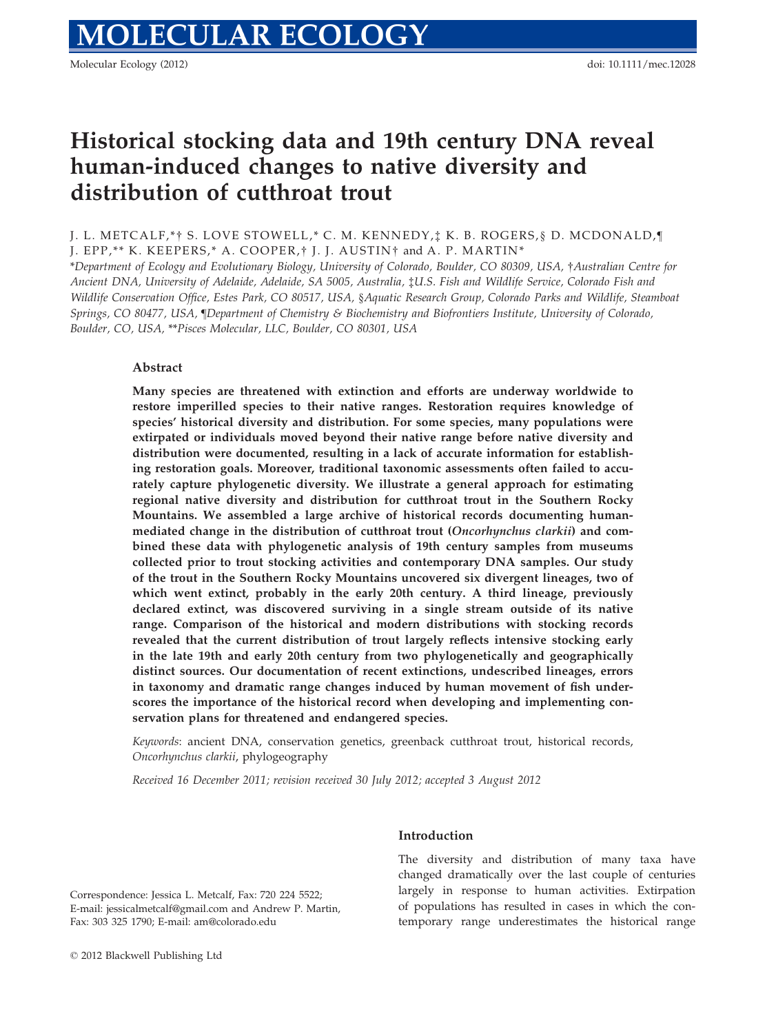# Historical stocking data and 19th century DNA reveal human-induced changes to native diversity and distribution of cutthroat trout

J. L. METCALF,*† S. LOVE STOWELL,* C. M. KENNEDY,‡ K. B. ROGERS,§ D. MCDONALD,¶ J. EPP,** K. KEEPERS,* A. COOPER,† J. J. AUSTIN† and A. P. MARTIN*

*Department of Ecology and Evolutionary Biology, University of Colorado, Boulder, CO 80309, USA, †Australian Centre for Ancient DNA, University of Adelaide, Adelaide, SA 5005, Australia, ‡U.S. Fish and Wildlife Service, Colorado Fish and Wildlife Conservation Office, Estes Park, CO 80517, USA, §Aquatic Research Group, Colorado Parks and Wildlife, Steamboat Springs, CO 80477, USA, ¶Department of Chemistry & Biochemistry and Biofrontiers Institute, University of Colorado, Boulder, CO, USA, **Pisces Molecular, LLC, Boulder, CO 80301, USA

## Abstract

**Many species are threatened with extinction and efforts are underway worldwide to restore imperilled species to their native ranges. Restoration requires knowledge of species' historical diversity and distribution. For some species, many populations were extirpated or individuals moved beyond their native range before native diversity and distribution were documented, resulting in a lack of accurate information for establishing restoration goals. Moreover, traditional taxonomic assessments often failed to accurately capture phylogenetic diversity. We illustrate a general approach for estimating regional native diversity and distribution for cutthroat trout in the Southern Rocky Mountains. We assembled a large archive of historical records documenting human-mediated change in the distribution of cutthroat trout (*Oncorhynchus clarkii*) and combined these data with phylogenetic analysis of 19th century samples from museums collected prior to trout stocking activities and contemporary DNA samples. Our study of the trout in the Southern Rocky Mountains uncovered six divergent lineages, two of which went extinct, probably in the early 20th century. A third lineage, previously declared extinct, was discovered surviving in a single stream outside of its native range. Comparison of the historical and modern distributions with stocking records revealed that the current distribution of trout largely reflects intensive stocking early in the late 19th and early 20th century from two phylogenetically and geographically distinct sources. Our documentation of recent extinctions, undescribed lineages, errors in taxonomy and dramatic range changes induced by human movement of fish underscores the importance of the historical record when developing and implementing conservation plans for threatened and endangered species.**

*Keywords*: ancient DNA, conservation genetics, greenback cutthroat trout, historical records, *Oncorhynchus clarkii*, phylogeography

*Received 16 December 2011; revision received 30 July 2012; accepted 3 August 2012*

Correspondence: Jessica L. Metcalf, Fax: 720 224 5522; E-mail: jessicalmetcalf@gmail.com and Andrew P. Martin, Fax: 303 325 1790; E-mail: am@colorado.edu

## Introduction

The diversity and distribution of many taxa have changed dramatically over the last couple of centuries largely in response to human activities. Extirpation of populations has resulted in cases in which the contemporary range underestimates the historical range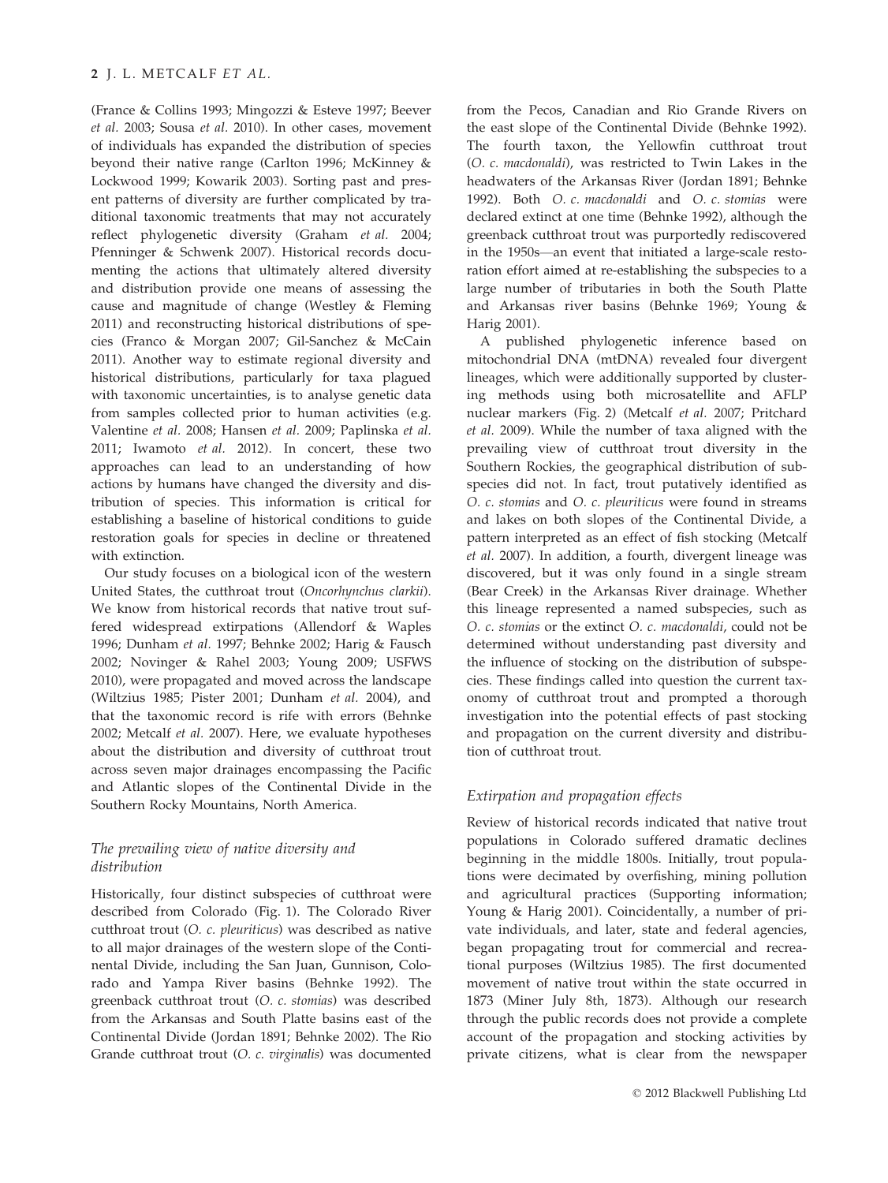(France & Collins 1993; Mingozzi & Esteve 1997; Beever *et al.* 2003; Sousa *et al.* 2010). In other cases, movement of individuals has expanded the distribution of species beyond their native range (Carlton 1996; McKinney & Lockwood 1999; Kowarik 2003). Sorting past and present patterns of diversity are further complicated by traditional taxonomic treatments that may not accurately reflect phylogenetic diversity (Graham *et al.* 2004; Pfenninger & Schwenk 2007). Historical records documenting the actions that ultimately altered diversity and distribution provide one means of assessing the cause and magnitude of change (Westley & Fleming 2011) and reconstructing historical distributions of species (Franco & Morgan 2007; Gil-Sanchez & McCain 2011). Another way to estimate regional diversity and historical distributions, particularly for taxa plagued with taxonomic uncertainties, is to analyse genetic data from samples collected prior to human activities (e.g. Valentine *et al.* 2008; Hansen *et al.* 2009; Paplinska *et al.* 2011; Iwamoto *et al.* 2012). In concert, these two approaches can lead to an understanding of how actions by humans have changed the diversity and distribution of species. This information is critical for establishing a baseline of historical conditions to guide restoration goals for species in decline or threatened with extinction.

Our study focuses on a biological icon of the western United States, the cutthroat trout (*Oncorhynchus clarkii*). We know from historical records that native trout suffered widespread extirpations (Allendorf & Waples 1996; Dunham *et al.* 1997; Behnke 2002; Harig & Fausch 2002; Novinger & Rahel 2003; Young 2009; USFWS 2010), were propagated and moved across the landscape (Wiltzius 1985; Pister 2001; Dunham *et al.* 2004), and that the taxonomic record is rife with errors (Behnke 2002; Metcalf *et al.* 2007). Here, we evaluate hypotheses about the distribution and diversity of cutthroat trout across seven major drainages encompassing the Pacific and Atlantic slopes of the Continental Divide in the Southern Rocky Mountains, North America.

### *The prevailing view of native diversity and distribution*

Historically, four distinct subspecies of cutthroat were described from Colorado (Fig. 1). The Colorado River cutthroat trout (*O. c. pleuriticus*) was described as native to all major drainages of the western slope of the Continental Divide, including the San Juan, Gunnison, Colorado and Yampa River basins (Behnke 1992). The greenback cutthroat trout (*O. c. stomias*) was described from the Arkansas and South Platte basins east of the Continental Divide (Jordan 1891; Behnke 2002). The Rio Grande cutthroat trout (*O. c. virginalis*) was documented from the Pecos, Canadian and Rio Grande Rivers on the east slope of the Continental Divide (Behnke 1992). The fourth taxon, the Yellowfin cutthroat trout (*O. c. macdonaldi*), was restricted to Twin Lakes in the headwaters of the Arkansas River (Jordan 1891; Behnke 1992). Both *O. c. macdonaldi* and *O. c. stomias* were declared extinct at one time (Behnke 1992), although the greenback cutthroat trout was purportedly rediscovered in the 1950s—an event that initiated a large-scale restoration effort aimed at re-establishing the subspecies to a large number of tributaries in both the South Platte and Arkansas river basins (Behnke 1969; Young & Harig 2001).

A published phylogenetic inference based on mitochondrial DNA (mtDNA) revealed four divergent lineages, which were additionally supported by clustering methods using both microsatellite and AFLP nuclear markers (Fig. 2) (Metcalf *et al.* 2007; Pritchard *et al.* 2009). While the number of taxa aligned with the prevailing view of cutthroat trout diversity in the Southern Rockies, the geographical distribution of subspecies did not. In fact, trout putatively identified as *O. c. stomias* and *O. c. pleuriticus* were found in streams and lakes on both slopes of the Continental Divide, a pattern interpreted as an effect of fish stocking (Metcalf *et al.* 2007). In addition, a fourth, divergent lineage was discovered, but it was only found in a single stream (Bear Creek) in the Arkansas River drainage. Whether this lineage represented a named subspecies, such as *O. c. stomias* or the extinct *O. c. macdonaldi*, could not be determined without understanding past diversity and the influence of stocking on the distribution of subspecies. These findings called into question the current taxonomy of cutthroat trout and prompted a thorough investigation into the potential effects of past stocking and propagation on the current diversity and distribution of cutthroat trout.

### *Extirpation and propagation effects*

Review of historical records indicated that native trout populations in Colorado suffered dramatic declines beginning in the middle 1800s. Initially, trout populations were decimated by overfishing, mining pollution and agricultural practices (Supporting information; Young & Harig 2001). Coincidentally, a number of private individuals, and later, state and federal agencies, began propagating trout for commercial and recreational purposes (Wiltzius 1985). The first documented movement of native trout within the state occurred in 1873 (Miner July 8th, 1873). Although our research through the public records does not provide a complete account of the propagation and stocking activities by private citizens, what is clear from the newspaper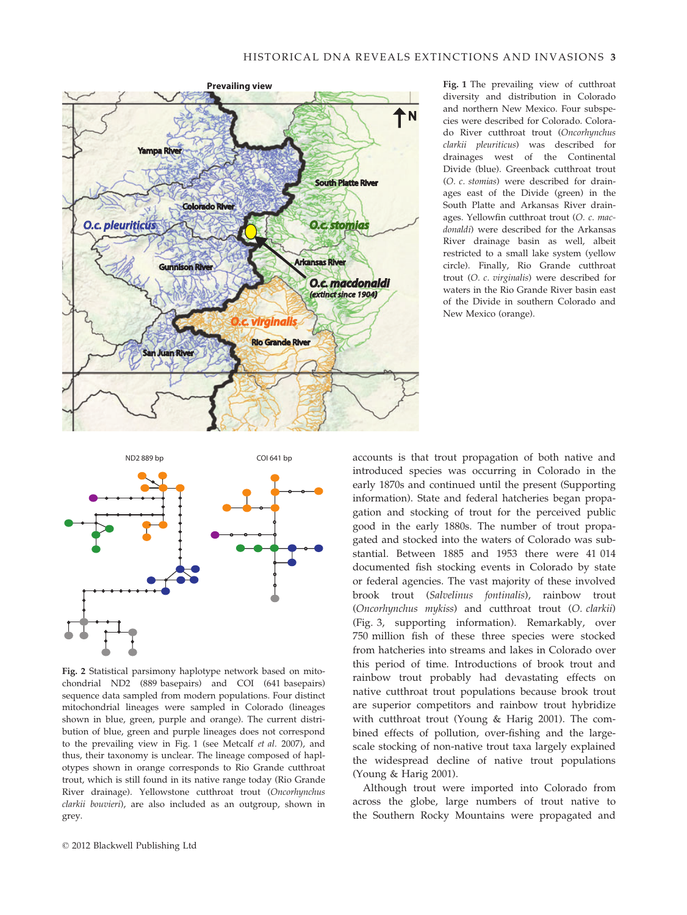**Fig. 1** The prevailing view of cutthroat diversity and distribution in Colorado and northern New Mexico. Four subspecies were described for Colorado. Colorado River cutthroat trout (*Oncorhynchus clarkii pleuriticus*) was described for drainages west of the Continental Divide (blue). Greenback cutthroat trout (*O. c. stomias*) were described for drainages east of the Divide (green) in the South Platte and Arkansas River drainages. Yellowfin cutthroat trout (*O. c. macdonaldi*) were described for the Arkansas River drainage basin as well, albeit restricted to a small lake system (yellow circle). Finally, Rio Grande cutthroat trout (*O. c. virginalis*) were described for waters in the Rio Grande River basin east of the Divide in southern Colorado and New Mexico (orange).

**Fig. 2** Statistical parsimony haplotype network based on mitochondrial ND2 (889 basepairs) and COI (641 basepairs) sequence data sampled from modern populations. Four distinct mitochondrial lineages were sampled in Colorado (lineages shown in blue, green, purple and orange). The current distribution of blue, green and purple lineages does not correspond to the prevailing view in Fig. 1 (see Metcalf *et al*. 2007), and thus, their taxonomy is unclear. The lineage composed of haplotypes shown in orange corresponds to Rio Grande cutthroat trout, which is still found in its native range today (Rio Grande River drainage). Yellowstone cutthroat trout (*Oncorhynchus clarkii bouvieri*), are also included as an outgroup, shown in grey.

accounts is that trout propagation of both native and introduced species was occurring in Colorado in the early 1870s and continued until the present (Supporting information). State and federal hatcheries began propagation and stocking of trout for the perceived public good in the early 1880s. The number of trout propagated and stocked into the waters of Colorado was substantial. Between 1885 and 1953 there were 41 014 documented fish stocking events in Colorado by state or federal agencies. The vast majority of these involved brook trout (*Salvelinus fontinalis*), rainbow trout (*Oncorhynchus mykiss*) and cutthroat trout (*O. clarkii*) (Fig. 3, supporting information). Remarkably, over 750 million fish of these three species were stocked from hatcheries into streams and lakes in Colorado over this period of time. Introductions of brook trout and rainbow trout probably had devastating effects on native cutthroat trout populations because brook trout are superior competitors and rainbow trout hybridize with cutthroat trout (Young & Harig 2001). The combined effects of pollution, over-fishing and the large-scale stocking of non-native trout taxa largely explained the widespread decline of native trout populations (Young & Harig 2001).

Although trout were imported into Colorado from across the globe, large numbers of trout native to the Southern Rocky Mountains were propagated and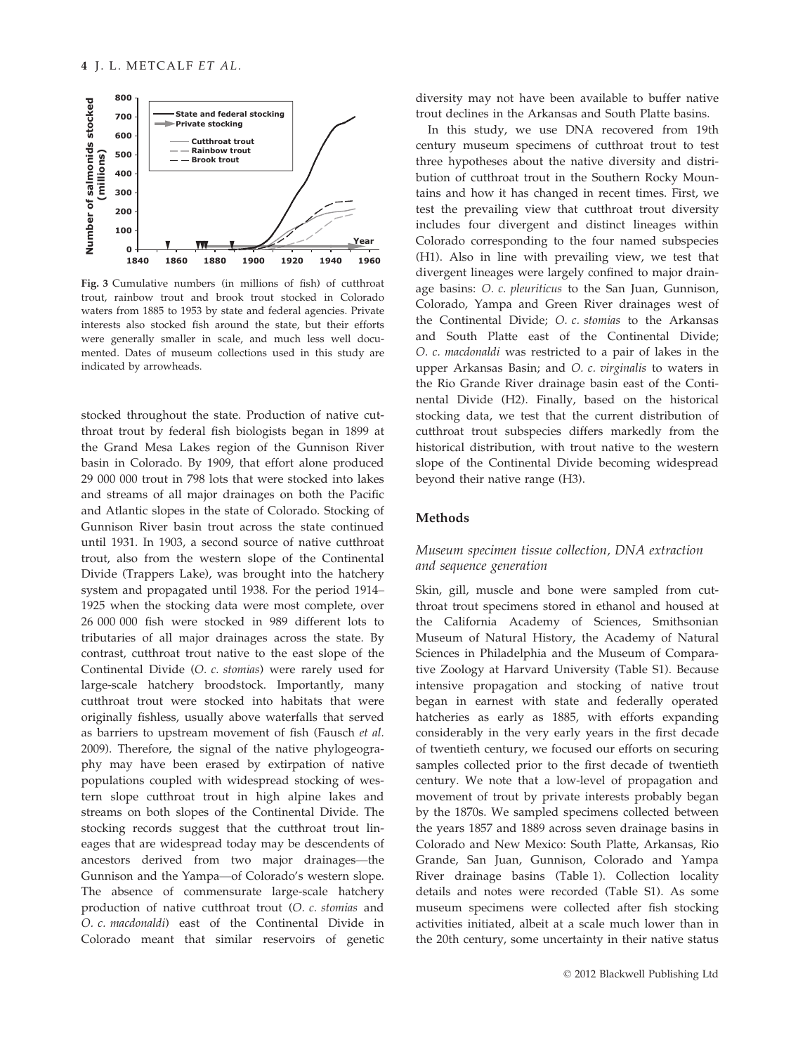**Fig. 3** Cumulative numbers (in millions of fish) of cutthroat trout, rainbow trout and brook trout stocked in Colorado waters from 1885 to 1953 by state and federal agencies. Private interests also stocked fish around the state, but their efforts were generally smaller in scale, and much less well documented. Dates of museum collections used in this study are indicated by arrowheads.

stocked throughout the state. Production of native cutthroat trout by federal fish biologists began in 1899 at the Grand Mesa Lakes region of the Gunnison River basin in Colorado. By 1909, that effort alone produced 29 000 000 trout in 798 lots that were stocked into lakes and streams of all major drainages on both the Pacific and Atlantic slopes in the state of Colorado. Stocking of Gunnison River basin trout across the state continued until 1931. In 1903, a second source of native cutthroat trout, also from the western slope of the Continental Divide (Trappers Lake), was brought into the hatchery system and propagated until 1938. For the period 1914–1925 when the stocking data were most complete, over 26 000 000 fish were stocked in 989 different lots to tributaries of all major drainages across the state. By contrast, cutthroat trout native to the east slope of the Continental Divide (*O. c. stomias*) were rarely used for large-scale hatchery broodstock. Importantly, many cutthroat trout were stocked into habitats that were originally fishless, usually above waterfalls that served as barriers to upstream movement of fish (Fausch *et al.* 2009). Therefore, the signal of the native phylogeography may have been erased by extirpation of native populations coupled with widespread stocking of western slope cutthroat trout in high alpine lakes and streams on both slopes of the Continental Divide. The stocking records suggest that the cutthroat trout lineages that are widespread today may be descendents of ancestors derived from two major drainages—the Gunnison and the Yampa—of Colorado's western slope. The absence of commensurate large-scale hatchery production of native cutthroat trout (*O. c. stomias* and *O. c. macdonaldi*) east of the Continental Divide in Colorado meant that similar reservoirs of genetic diversity may not have been available to buffer native trout declines in the Arkansas and South Platte basins.

In this study, we use DNA recovered from 19th century museum specimens of cutthroat trout to test three hypotheses about the native diversity and distribution of cutthroat trout in the Southern Rocky Mountains and how it has changed in recent times. First, we test the prevailing view that cutthroat trout diversity includes four divergent and distinct lineages within Colorado corresponding to the four named subspecies (H1). Also in line with prevailing view, we test that divergent lineages were largely confined to major drainage basins: *O. c. pleuriticus* to the San Juan, Gunnison, Colorado, Yampa and Green River drainages west of the Continental Divide; *O. c. stomias* to the Arkansas and South Platte east of the Continental Divide; *O. c. macdonaldi* was restricted to a pair of lakes in the upper Arkansas Basin; and *O. c. virginalis* to waters in the Rio Grande River drainage basin east of the Continental Divide (H2). Finally, based on the historical stocking data, we test that the current distribution of cutthroat trout subspecies differs markedly from the historical distribution, with trout native to the western slope of the Continental Divide becoming widespread beyond their native range (H3).

## Methods

### *Museum specimen tissue collection, DNA extraction and sequence generation*

Skin, gill, muscle and bone were sampled from cutthroat trout specimens stored in ethanol and housed at the California Academy of Sciences, Smithsonian Museum of Natural History, the Academy of Natural Sciences in Philadelphia and the Museum of Comparative Zoology at Harvard University (Table S1). Because intensive propagation and stocking of native trout began in earnest with state and federally operated hatcheries as early as 1885, with efforts expanding considerably in the very early years in the first decade of twentieth century, we focused our efforts on securing samples collected prior to the first decade of twentieth century. We note that a low-level of propagation and movement of trout by private interests probably began by the 1870s. We sampled specimens collected between the years 1857 and 1889 across seven drainage basins in Colorado and New Mexico: South Platte, Arkansas, Rio Grande, San Juan, Gunnison, Colorado and Yampa River drainage basins (Table 1). Collection locality details and notes were recorded (Table S1). As some museum specimens were collected after fish stocking activities initiated, albeit at a scale much lower than in the 20th century, some uncertainty in their native status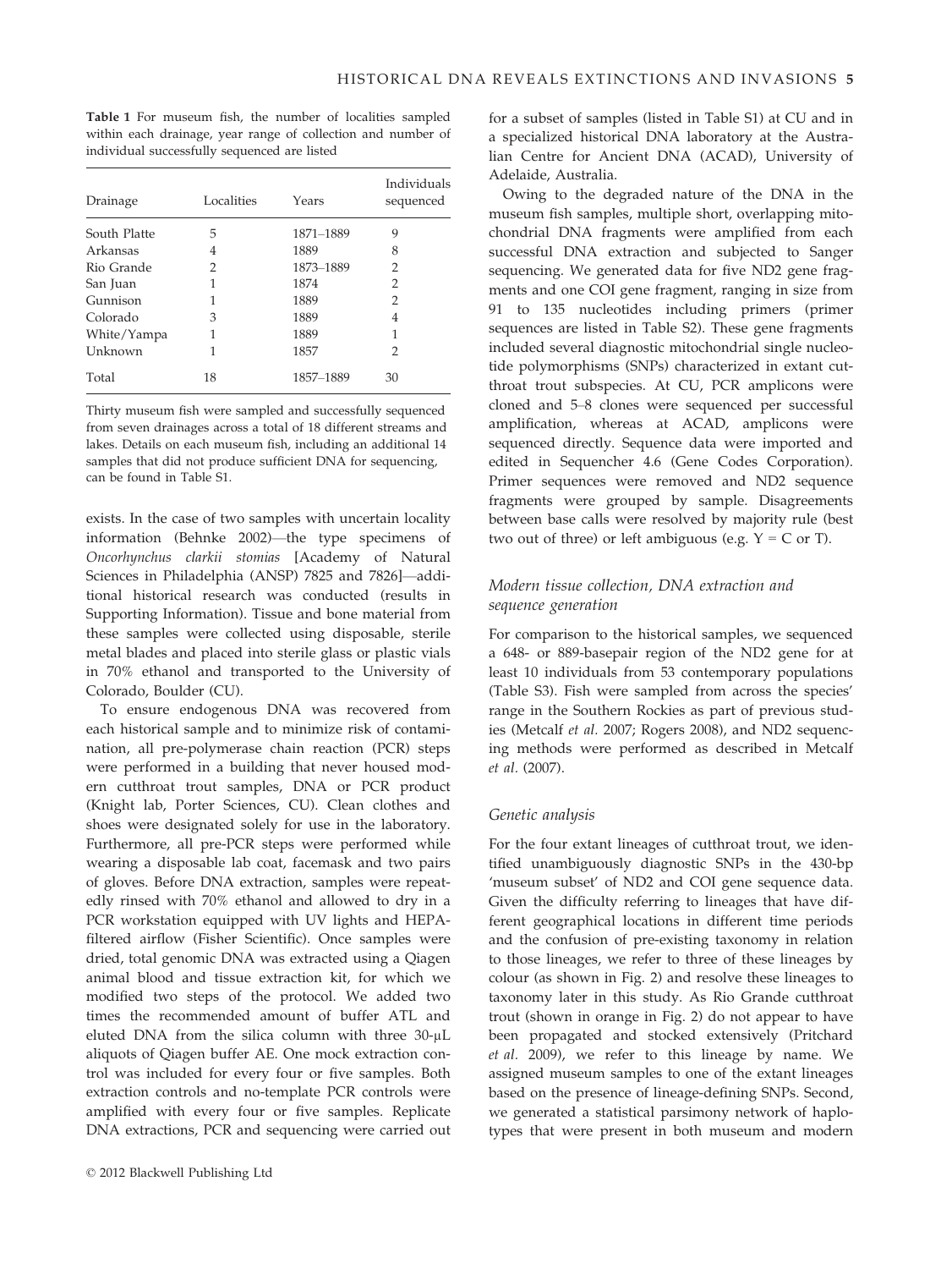**Table 1** For museum fish, the number of localities sampled within each drainage, year range of collection and number of individual successfully sequenced are listed

| Drainage | Localities | Years | Individuals sequenced |
|---|---|---|---|
| South Platte | 5 | 1871–1889 | 9 |
| Arkansas | 4 | 1889 | 8 |
| Rio Grande | 2 | 1873–1889 | 2 |
| San Juan | 1 | 1874 | 2 |
| Gunnison | 1 | 1889 | 2 |
| Colorado | 3 | 1889 | 4 |
| White/Yampa | 1 | 1889 | 1 |
| Unknown | 1 | 1857 | 2 |
| Total | 18 | 1857–1889 | 30 |

Thirty museum fish were sampled and successfully sequenced from seven drainages across a total of 18 different streams and lakes. Details on each museum fish, including an additional 14 samples that did not produce sufficient DNA for sequencing, can be found in Table S1.

exists. In the case of two samples with uncertain locality information (Behnke 2002)—the type specimens of *Oncorhynchus clarkii stomias* [Academy of Natural Sciences in Philadelphia (ANSP) 7825 and 7826]—additional historical research was conducted (results in Supporting Information). Tissue and bone material from these samples were collected using disposable, sterile metal blades and placed into sterile glass or plastic vials in 70% ethanol and transported to the University of Colorado, Boulder (CU).

To ensure endogenous DNA was recovered from each historical sample and to minimize risk of contamination, all pre-polymerase chain reaction (PCR) steps were performed in a building that never housed modern cutthroat trout samples, DNA or PCR product (Knight lab, Porter Sciences, CU). Clean clothes and shoes were designated solely for use in the laboratory. Furthermore, all pre-PCR steps were performed while wearing a disposable lab coat, facemask and two pairs of gloves. Before DNA extraction, samples were repeatedly rinsed with 70% ethanol and allowed to dry in a PCR workstation equipped with UV lights and HEPA-filtered airflow (Fisher Scientific). Once samples were dried, total genomic DNA was extracted using a Qiagen animal blood and tissue extraction kit, for which we modified two steps of the protocol. We added two times the recommended amount of buffer ATL and eluted DNA from the silica column with three 30-μL aliquots of Qiagen buffer AE. One mock extraction control was included for every four or five samples. Both extraction controls and no-template PCR controls were amplified with every four or five samples. Replicate DNA extractions, PCR and sequencing were carried out for a subset of samples (listed in Table S1) at CU and in a specialized historical DNA laboratory at the Australian Centre for Ancient DNA (ACAD), University of Adelaide, Australia.

Owing to the degraded nature of the DNA in the museum fish samples, multiple short, overlapping mitochondrial DNA fragments were amplified from each successful DNA extraction and subjected to Sanger sequencing. We generated data for five ND2 gene fragments and one COI gene fragment, ranging in size from 91 to 135 nucleotides including primers (primer sequences are listed in Table S2). These gene fragments included several diagnostic mitochondrial single nucleotide polymorphisms (SNPs) characterized in extant cutthroat trout subspecies. At CU, PCR amplicons were cloned and 5–8 clones were sequenced per successful amplification, whereas at ACAD, amplicons were sequenced directly. Sequence data were imported and edited in Sequencher 4.6 (Gene Codes Corporation). Primer sequences were removed and ND2 sequence fragments were grouped by sample. Disagreements between base calls were resolved by majority rule (best two out of three) or left ambiguous (e.g. Y = C or T).

### Modern tissue collection, DNA extraction and sequence generation

For comparison to the historical samples, we sequenced a 648- or 889-basepair region of the ND2 gene for at least 10 individuals from 53 contemporary populations (Table S3). Fish were sampled from across the species' range in the Southern Rockies as part of previous studies (Metcalf *et al.* 2007; Rogers 2008), and ND2 sequencing methods were performed as described in Metcalf *et al.* (2007).

### Genetic analysis

For the four extant lineages of cutthroat trout, we identified unambiguously diagnostic SNPs in the 430-bp 'museum subset' of ND2 and COI gene sequence data. Given the difficulty referring to lineages that have different geographical locations in different time periods and the confusion of pre-existing taxonomy in relation to those lineages, we refer to three of these lineages by colour (as shown in Fig. 2) and resolve these lineages to taxonomy later in this study. As Rio Grande cutthroat trout (shown in orange in Fig. 2) do not appear to have been propagated and stocked extensively (Pritchard *et al.* 2009), we refer to this lineage by name. We assigned museum samples to one of the extant lineages based on the presence of lineage-defining SNPs. Second, we generated a statistical parsimony network of haplotypes that were present in both museum and modern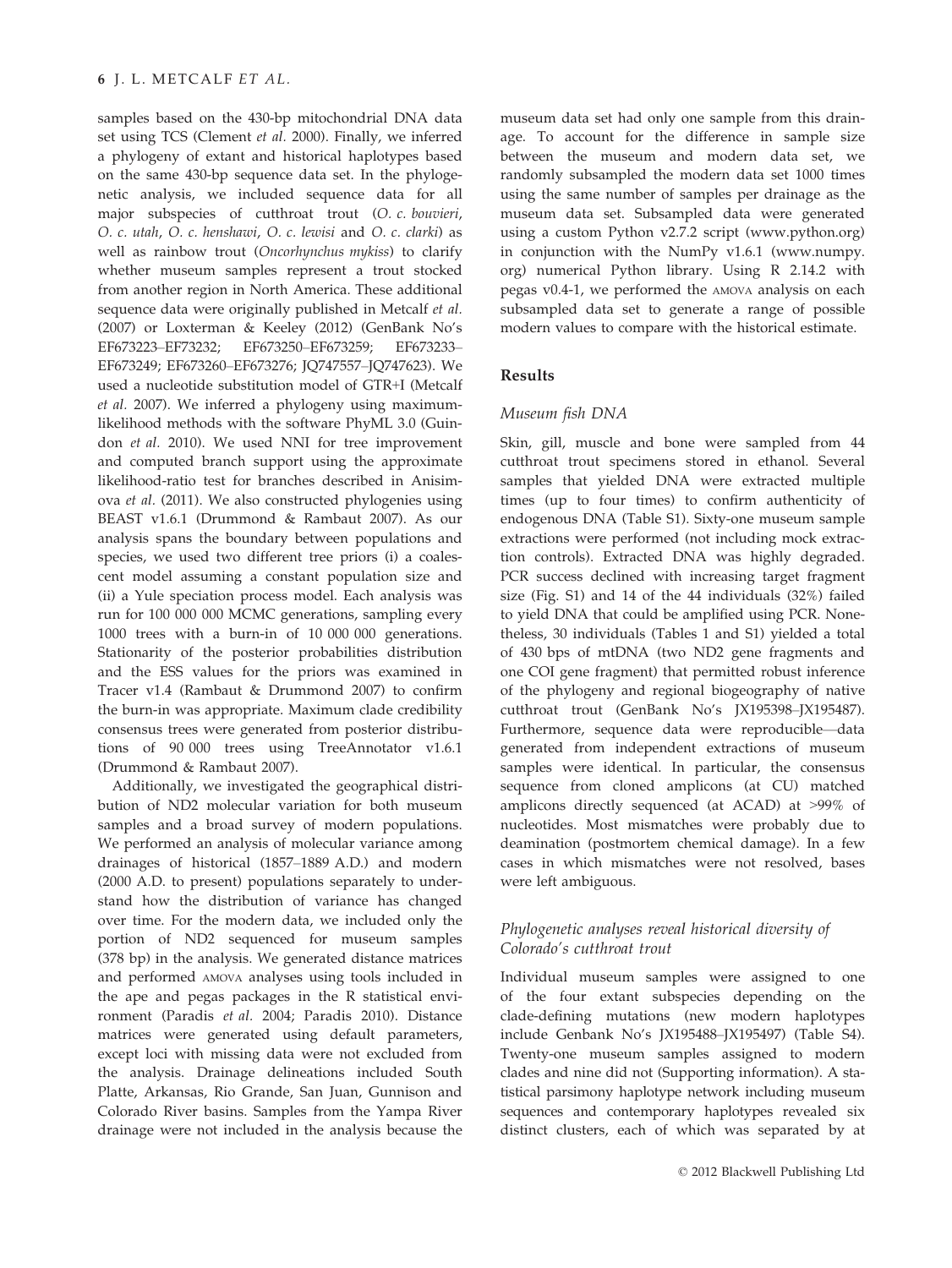samples based on the 430-bp mitochondrial DNA data set using TCS (Clement *et al.* 2000). Finally, we inferred a phylogeny of extant and historical haplotypes based on the same 430-bp sequence data set. In the phylogenetic analysis, we included sequence data for all major subspecies of cutthroat trout (*O. c. bouvieri*, *O. c. utah*, *O. c. henshawi*, *O. c. lewisi* and *O. c. clarki*) as well as rainbow trout (*Oncorhynchus mykiss*) to clarify whether museum samples represent a trout stocked from another region in North America. These additional sequence data were originally published in Metcalf *et al.* (2007) or Loxterman & Keeley (2012) (GenBank No's EF673223–EF73232; EF673250–EF673259; EF673233–EF673249; EF673260–EF673276; JQ747557–JQ747623). We used a nucleotide substitution model of GTR+I (Metcalf *et al.* 2007). We inferred a phylogeny using maximum-likelihood methods with the software PhyML 3.0 (Guindon *et al.* 2010). We used NNI for tree improvement and computed branch support using the approximate likelihood-ratio test for branches described in Anisimova *et al.* (2011). We also constructed phylogenies using BEAST v1.6.1 (Drummond & Rambaut 2007). As our analysis spans the boundary between populations and species, we used two different tree priors (i) a coalescent model assuming a constant population size and (ii) a Yule speciation process model. Each analysis was run for 100 000 000 MCMC generations, sampling every 1000 trees with a burn-in of 10 000 000 generations. Stationarity of the posterior probabilities distribution and the ESS values for the priors was examined in Tracer v1.4 (Rambaut & Drummond 2007) to confirm the burn-in was appropriate. Maximum clade credibility consensus trees were generated from posterior distributions of 90 000 trees using TreeAnnotator v1.6.1 (Drummond & Rambaut 2007).

Additionally, we investigated the geographical distribution of ND2 molecular variation for both museum samples and a broad survey of modern populations. We performed an analysis of molecular variance among drainages of historical (1857–1889 A.D.) and modern (2000 A.D. to present) populations separately to understand how the distribution of variance has changed over time. For the modern data, we included only the portion of ND2 sequenced for museum samples (378 bp) in the analysis. We generated distance matrices and performed AMOVA analyses using tools included in the ape and pegas packages in the R statistical environment (Paradis *et al.* 2004; Paradis 2010). Distance matrices were generated using default parameters, except loci with missing data were not excluded from the analysis. Drainage delineations included South Platte, Arkansas, Rio Grande, San Juan, Gunnison and Colorado River basins. Samples from the Yampa River drainage were not included in the analysis because the museum data set had only one sample from this drainage. To account for the difference in sample size between the museum and modern data set, we randomly subsampled the modern data set 1000 times using the same number of samples per drainage as the museum data set. Subsampled data were generated using a custom Python v2.7.2 script (www.python.org) in conjunction with the NumPy v1.6.1 (www.numpy.org) numerical Python library. Using R 2.14.2 with pegas v0.4-1, we performed the AMOVA analysis on each subsampled data set to generate a range of possible modern values to compare with the historical estimate.

## Results

### *Museum fish DNA*

Skin, gill, muscle and bone were sampled from 44 cutthroat trout specimens stored in ethanol. Several samples that yielded DNA were extracted multiple times (up to four times) to confirm authenticity of endogenous DNA (Table S1). Sixty-one museum sample extractions were performed (not including mock extraction controls). Extracted DNA was highly degraded. PCR success declined with increasing target fragment size (Fig. S1) and 14 of the 44 individuals (32%) failed to yield DNA that could be amplified using PCR. Nonetheless, 30 individuals (Tables 1 and S1) yielded a total of 430 bps of mtDNA (two ND2 gene fragments and one COI gene fragment) that permitted robust inference of the phylogeny and regional biogeography of native cutthroat trout (GenBank No's JX195398–JX195487). Furthermore, sequence data were reproducible—data generated from independent extractions of museum samples were identical. In particular, the consensus sequence from cloned amplicons (at CU) matched amplicons directly sequenced (at ACAD) at >99% of nucleotides. Most mismatches were probably due to deamination (postmortem chemical damage). In a few cases in which mismatches were not resolved, bases were left ambiguous.

### *Phylogenetic analyses reveal historical diversity of Colorado's cutthroat trout*

Individual museum samples were assigned to one of the four extant subspecies depending on the clade-defining mutations (new modern haplotypes include Genbank No's JX195488–JX195497) (Table S4). Twenty-one museum samples assigned to modern clades and nine did not (Supporting information). A statistical parsimony haplotype network including museum sequences and contemporary haplotypes revealed six distinct clusters, each of which was separated by at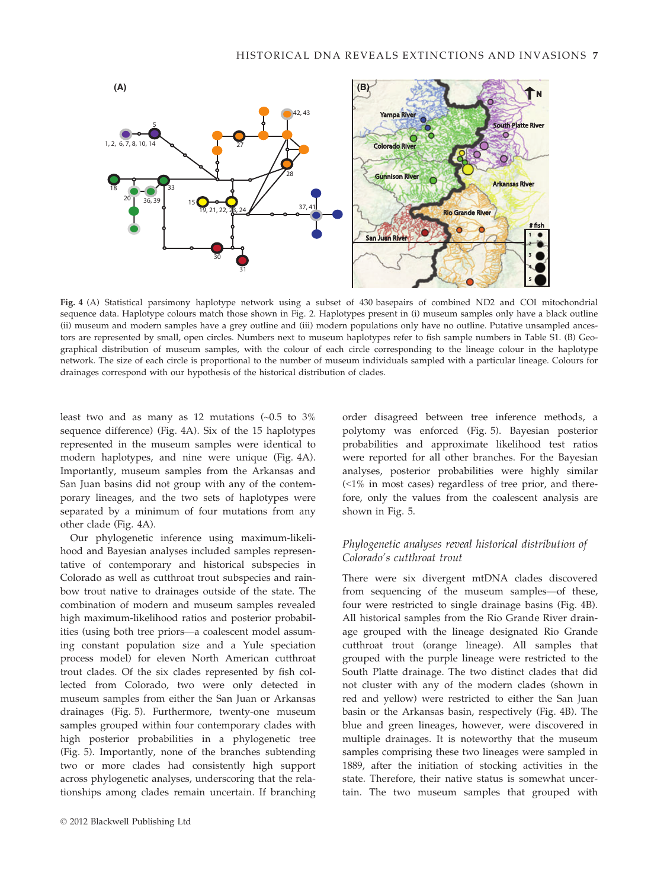**Fig. 4** (A) Statistical parsimony haplotype network using a subset of 430 basepairs of combined ND2 and COI mitochondrial sequence data. Haplotype colours match those shown in Fig. 2. Haplotypes present in (i) museum samples only have a black outline (ii) museum and modern samples have a grey outline and (iii) modern populations only have no outline. Putative unsampled ancestors are represented by small, open circles. Numbers next to museum haplotypes refer to fish sample numbers in Table S1. (B) Geographical distribution of museum samples, with the colour of each circle corresponding to the lineage colour in the haplotype network. The size of each circle is proportional to the number of museum individuals sampled with a particular lineage. Colours for drainages correspond with our hypothesis of the historical distribution of clades.

least two and as many as 12 mutations (~0.5 to 3% sequence difference) (Fig. 4A). Six of the 15 haplotypes represented in the museum samples were identical to modern haplotypes, and nine were unique (Fig. 4A). Importantly, museum samples from the Arkansas and San Juan basins did not group with any of the contemporary lineages, and the two sets of haplotypes were separated by a minimum of four mutations from any other clade (Fig. 4A).

Our phylogenetic inference using maximum-likelihood and Bayesian analyses included samples representative of contemporary and historical subspecies in Colorado as well as cutthroat trout subspecies and rainbow trout native to drainages outside of the state. The combination of modern and museum samples revealed high maximum-likelihood ratios and posterior probabilities (using both tree priors—a coalescent model assuming constant population size and a Yule speciation process model) for eleven North American cutthroat trout clades. Of the six clades represented by fish collected from Colorado, two were only detected in museum samples from either the San Juan or Arkansas drainages (Fig. 5). Furthermore, twenty-one museum samples grouped within four contemporary clades with high posterior probabilities in a phylogenetic tree (Fig. 5). Importantly, none of the branches subtending two or more clades had consistently high support across phylogenetic analyses, underscoring that the relationships among clades remain uncertain. If branching order disagreed between tree inference methods, a polytomy was enforced (Fig. 5). Bayesian posterior probabilities and approximate likelihood test ratios were reported for all other branches. For the Bayesian analyses, posterior probabilities were highly similar (<1% in most cases) regardless of tree prior, and therefore, only the values from the coalescent analysis are shown in Fig. 5.

### *Phylogenetic analyses reveal historical distribution of Colorado's cutthroat trout*

There were six divergent mtDNA clades discovered from sequencing of the museum samples—of these, four were restricted to single drainage basins (Fig. 4B). All historical samples from the Rio Grande River drainage grouped with the lineage designated Rio Grande cutthroat trout (orange lineage). All samples that grouped with the purple lineage were restricted to the South Platte drainage. The two distinct clades that did not cluster with any of the modern clades (shown in red and yellow) were restricted to either the San Juan basin or the Arkansas basin, respectively (Fig. 4B). The blue and green lineages, however, were discovered in multiple drainages. It is noteworthy that the museum samples comprising these two lineages were sampled in 1889, after the initiation of stocking activities in the state. Therefore, their native status is somewhat uncertain. The two museum samples that grouped with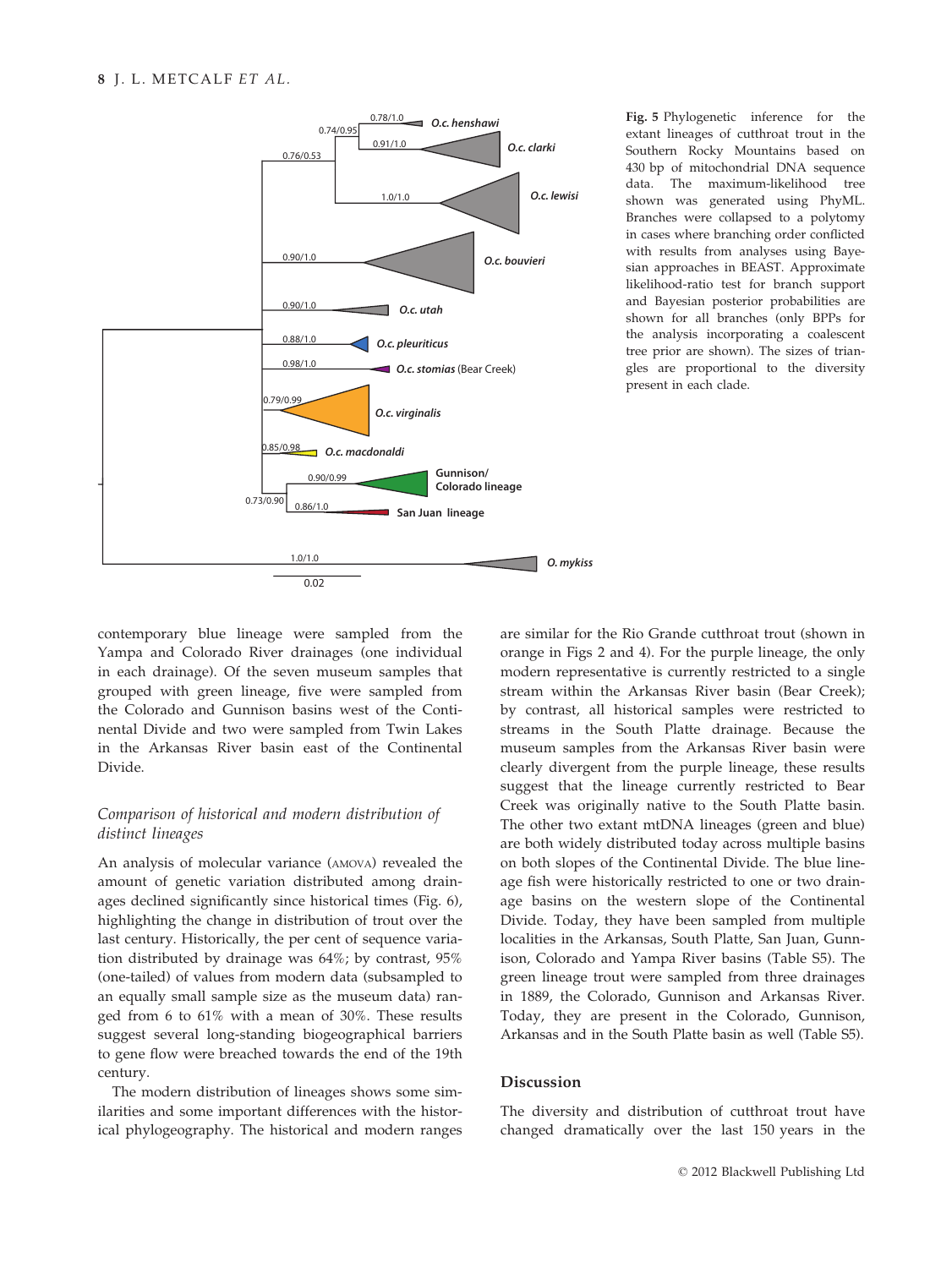Fig. 5 Phylogenetic inference for the extant lineages of cutthroat trout in the Southern Rocky Mountains based on 430 bp of mitochondrial DNA sequence data. The maximum-likelihood tree shown was generated using PhyML. Branches were collapsed to a polytomy in cases where branching order conflicted with results from analyses using Bayesian approaches in BEAST. Approximate likelihood-ratio test for branch support and Bayesian posterior probabilities are shown for all branches (only BPPs for the analysis incorporating a coalescent tree prior are shown). The sizes of triangles are proportional to the diversity present in each clade.

contemporary blue lineage were sampled from the Yampa and Colorado River drainages (one individual in each drainage). Of the seven museum samples that grouped with green lineage, five were sampled from the Colorado and Gunnison basins west of the Continental Divide and two were sampled from Twin Lakes in the Arkansas River basin east of the Continental Divide.

### *Comparison of historical and modern distribution of distinct lineages*

An analysis of molecular variance (AMOVA) revealed the amount of genetic variation distributed among drainages declined significantly since historical times (Fig. 6), highlighting the change in distribution of trout over the last century. Historically, the per cent of sequence variation distributed by drainage was 64%; by contrast, 95% (one-tailed) of values from modern data (subsampled to an equally small sample size as the museum data) ranged from 6 to 61% with a mean of 30%. These results suggest several long-standing biogeographical barriers to gene flow were breached towards the end of the 19th century.

The modern distribution of lineages shows some similarities and some important differences with the historical phylogeography. The historical and modern ranges are similar for the Rio Grande cutthroat trout (shown in orange in Figs 2 and 4). For the purple lineage, the only modern representative is currently restricted to a single stream within the Arkansas River basin (Bear Creek); by contrast, all historical samples were restricted to streams in the South Platte drainage. Because the museum samples from the Arkansas River basin were clearly divergent from the purple lineage, these results suggest that the lineage currently restricted to Bear Creek was originally native to the South Platte basin. The other two extant mtDNA lineages (green and blue) are both widely distributed today across multiple basins on both slopes of the Continental Divide. The blue lineage fish were historically restricted to one or two drainage basins on the western slope of the Continental Divide. Today, they have been sampled from multiple localities in the Arkansas, South Platte, San Juan, Gunnison, Colorado and Yampa River basins (Table S5). The green lineage trout were sampled from three drainages in 1889, the Colorado, Gunnison and Arkansas River. Today, they are present in the Colorado, Gunnison, Arkansas and in the South Platte basin as well (Table S5).

## Discussion

The diversity and distribution of cutthroat trout have changed dramatically over the last 150 years in the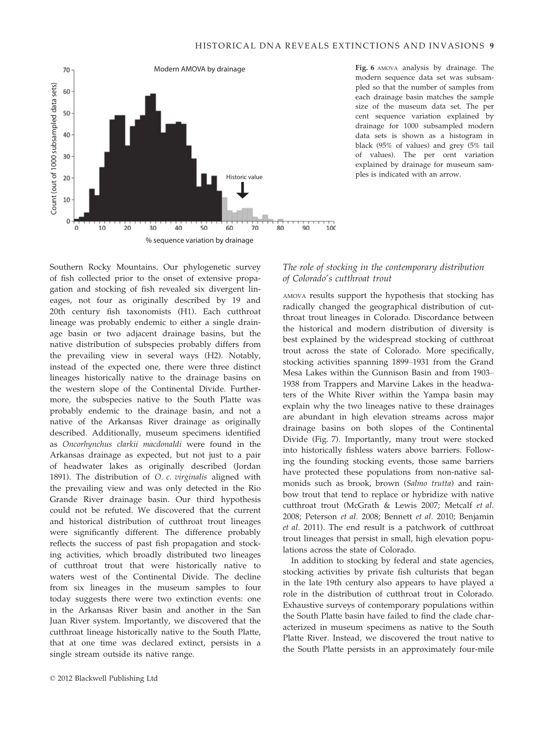Fig. 6 AMOVA analysis by drainage. The modern sequence data set was subsampled so that the number of samples from each drainage basin matches the sample size of the museum data set. The per cent sequence variation explained by drainage for 1000 subsampled modern data sets is shown as a histogram in black (95% of values) and grey (5% tail of values). The per cent variation explained by drainage for museum samples is indicated with an arrow.

Southern Rocky Mountains. Our phylogenetic survey of fish collected prior to the onset of extensive propagation and stocking of fish revealed six divergent lineages, not four as originally described by 19 and 20th century fish taxonomists (H1). Each cutthroat lineage was probably endemic to either a single drainage basin or two adjacent drainage basins, but the native distribution of subspecies probably differs from the prevailing view in several ways (H2). Notably, instead of the expected one, there were three distinct lineages historically native to the drainage basins on the western slope of the Continental Divide. Furthermore, the subspecies native to the South Platte was probably endemic to the drainage basin, and not a native of the Arkansas River drainage as originally described. Additionally, museum specimens identified as *Oncorhynchus clarkii macdonaldi* were found in the Arkansas drainage as expected, but not just to a pair of headwater lakes as originally described (Jordan 1891). The distribution of *O. c. virginalis* aligned with the prevailing view and was only detected in the Rio Grande River drainage basin. Our third hypothesis could not be refuted. We discovered that the current and historical distribution of cutthroat trout lineages were significantly different. The difference probably reflects the success of past fish propagation and stocking activities, which broadly distributed two lineages of cutthroat trout that were historically native to waters west of the Continental Divide. The decline from six lineages in the museum samples to four today suggests there were two extinction events: one in the Arkansas River basin and another in the San Juan River system. Importantly, we discovered that the cutthroat lineage historically native to the South Platte, that at one time was declared extinct, persists in a single stream outside its native range.

### *The role of stocking in the contemporary distribution of Colorado's cutthroat trout*

AMOVA results support the hypothesis that stocking has radically changed the geographical distribution of cutthroat trout lineages in Colorado. Discordance between the historical and modern distribution of diversity is best explained by the widespread stocking of cutthroat trout across the state of Colorado. More specifically, stocking activities spanning 1899–1931 from the Grand Mesa Lakes within the Gunnison Basin and from 1903–1938 from Trappers and Marvine Lakes in the headwaters of the White River within the Yampa basin may explain why the two lineages native to these drainages are abundant in high elevation streams across major drainage basins on both slopes of the Continental Divide (Fig. 7). Importantly, many trout were stocked into historically fishless waters above barriers. Following the founding stocking events, those same barriers have protected these populations from non-native salmonids such as brook, brown (*Salmo trutta*) and rainbow trout that tend to replace or hybridize with native cutthroat trout (McGrath & Lewis 2007; Metcalf *et al.* 2008; Peterson *et al.* 2008; Bennett *et al.* 2010; Benjamin *et al.* 2011). The end result is a patchwork of cutthroat trout lineages that persist in small, high elevation populations across the state of Colorado.

In addition to stocking by federal and state agencies, stocking activities by private fish culturists that began in the late 19th century also appears to have played a role in the distribution of cutthroat trout in Colorado. Exhaustive surveys of contemporary populations within the South Platte basin have failed to find the clade characterized in museum specimens as native to the South Platte River. Instead, we discovered the trout native to the South Platte persists in an approximately four-mile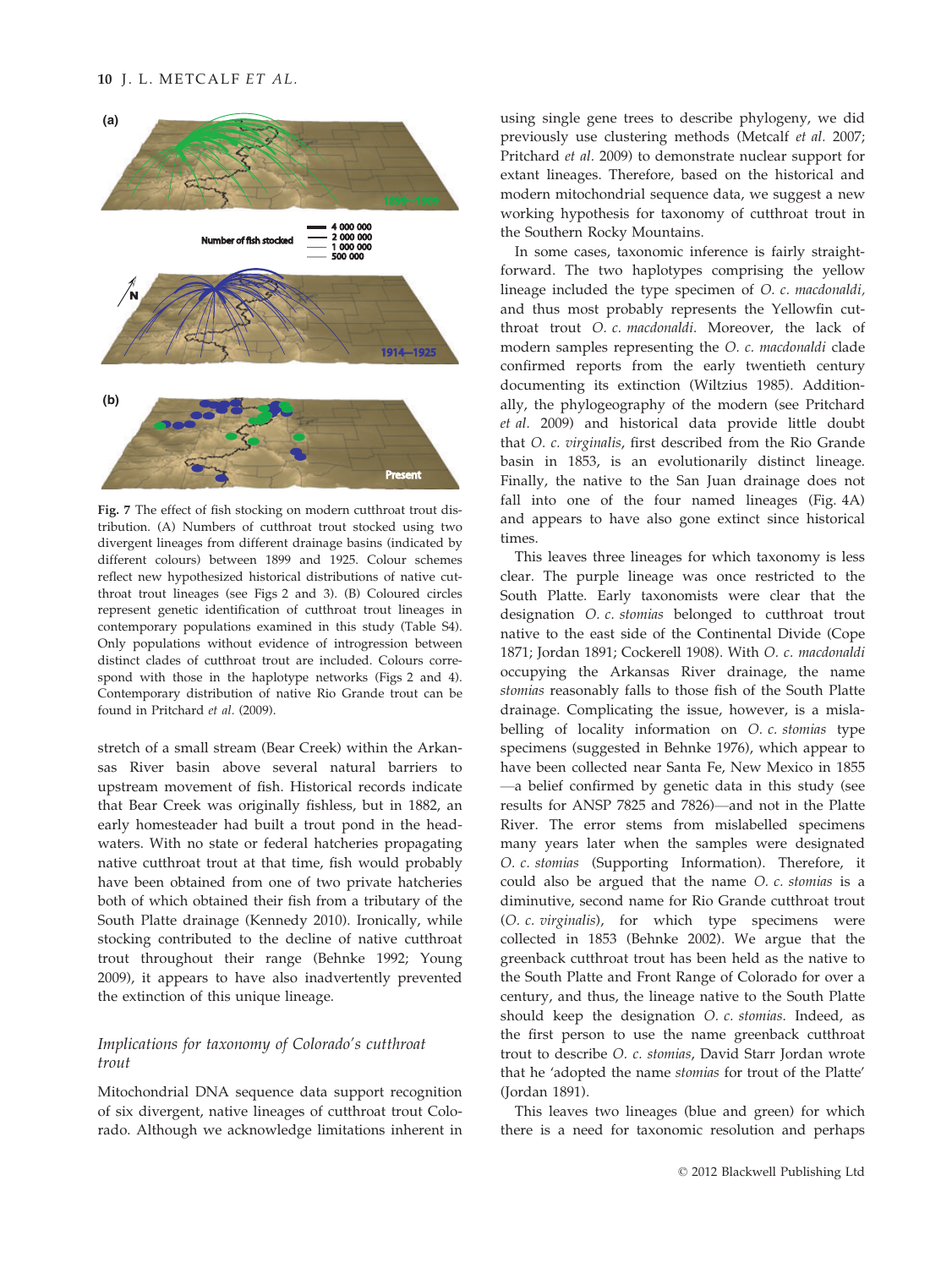**Fig. 7** The effect of fish stocking on modern cutthroat trout distribution. (A) Numbers of cutthroat trout stocked using two divergent lineages from different drainage basins (indicated by different colours) between 1899 and 1925. Colour schemes reflect new hypothesized historical distributions of native cutthroat trout lineages (see Figs 2 and 3). (B) Coloured circles represent genetic identification of cutthroat trout lineages in contemporary populations examined in this study (Table S4). Only populations without evidence of introgression between distinct clades of cutthroat trout are included. Colours correspond with those in the haplotype networks (Figs 2 and 4). Contemporary distribution of native Rio Grande trout can be found in Pritchard *et al.* (2009).

stretch of a small stream (Bear Creek) within the Arkansas River basin above several natural barriers to upstream movement of fish. Historical records indicate that Bear Creek was originally fishless, but in 1882, an early homesteader had built a trout pond in the headwaters. With no state or federal hatcheries propagating native cutthroat trout at that time, fish would probably have been obtained from one of two private hatcheries both of which obtained their fish from a tributary of the South Platte drainage (Kennedy 2010). Ironically, while stocking contributed to the decline of native cutthroat trout throughout their range (Behnke 1992; Young 2009), it appears to have also inadvertently prevented the extinction of this unique lineage.

### *Implications for taxonomy of Colorado's cutthroat trout*

Mitochondrial DNA sequence data support recognition of six divergent, native lineages of cutthroat trout Colorado. Although we acknowledge limitations inherent in using single gene trees to describe phylogeny, we did previously use clustering methods (Metcalf *et al.* 2007; Pritchard *et al.* 2009) to demonstrate nuclear support for extant lineages. Therefore, based on the historical and modern mitochondrial sequence data, we suggest a new working hypothesis for taxonomy of cutthroat trout in the Southern Rocky Mountains.

In some cases, taxonomic inference is fairly straightforward. The two haplotypes comprising the yellow lineage included the type specimen of *O. c. macdonaldi*, and thus most probably represents the Yellowfin cutthroat trout *O. c. macdonaldi*. Moreover, the lack of modern samples representing the *O. c. macdonaldi* clade confirmed reports from the early twentieth century documenting its extinction (Wiltzius 1985). Additionally, the phylogeography of the modern (see Pritchard *et al.* 2009) and historical data provide little doubt that *O. c. virginalis*, first described from the Rio Grande basin in 1853, is an evolutionarily distinct lineage. Finally, the native to the San Juan drainage does not fall into one of the four named lineages (Fig. 4A) and appears to have also gone extinct since historical times.

This leaves three lineages for which taxonomy is less clear. The purple lineage was once restricted to the South Platte. Early taxonomists were clear that the designation *O. c. stomias* belonged to cutthroat trout native to the east side of the Continental Divide (Cope 1871; Jordan 1891; Cockerell 1908). With *O. c. macdonaldi* occupying the Arkansas River drainage, the name *stomias* reasonably falls to those fish of the South Platte drainage. Complicating the issue, however, is a mislabelling of locality information on *O. c. stomias* type specimens (suggested in Behnke 1976), which appear to have been collected near Santa Fe, New Mexico in 1855—a belief confirmed by genetic data in this study (see results for ANSP 7825 and 7826)—and not in the Platte River. The error stems from mislabelled specimens many years later when the samples were designated *O. c. stomias* (Supporting Information). Therefore, it could also be argued that the name *O. c. stomias* is a diminutive, second name for Rio Grande cutthroat trout (*O. c. virginalis*), for which type specimens were collected in 1853 (Behnke 2002). We argue that the greenback cutthroat trout has been held as the native to the South Platte and Front Range of Colorado for over a century, and thus, the lineage native to the South Platte should keep the designation *O. c. stomias*. Indeed, as the first person to use the name greenback cutthroat trout to describe *O. c. stomias*, David Starr Jordan wrote that he 'adopted the name *stomias* for trout of the Platte' (Jordan 1891).

This leaves two lineages (blue and green) for which there is a need for taxonomic resolution and perhaps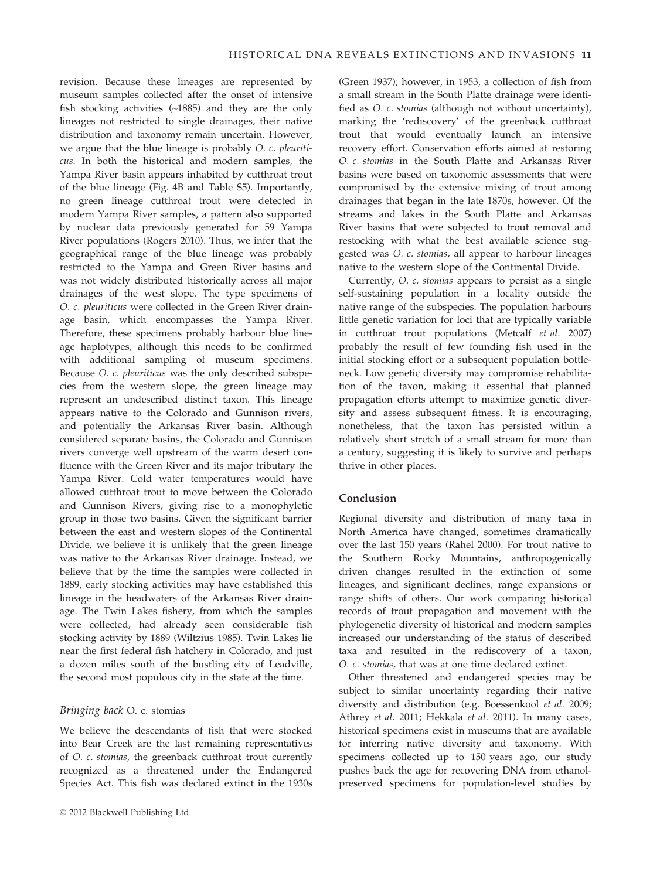revision. Because these lineages are represented by museum samples collected after the onset of intensive fish stocking activities (~1885) and they are the only lineages not restricted to single drainages, their native distribution and taxonomy remain uncertain. However, we argue that the blue lineage is probably *O. c. pleuriticus*. In both the historical and modern samples, the Yampa River basin appears inhabited by cutthroat trout of the blue lineage (Fig. 4B and Table S5). Importantly, no green lineage cutthroat trout were detected in modern Yampa River samples, a pattern also supported by nuclear data previously generated for 59 Yampa River populations (Rogers 2010). Thus, we infer that the geographical range of the blue lineage was probably restricted to the Yampa and Green River basins and was not widely distributed historically across all major drainages of the west slope. The type specimens of *O. c. pleuriticus* were collected in the Green River drainage basin, which encompasses the Yampa River. Therefore, these specimens probably harbour blue lineage haplotypes, although this needs to be confirmed with additional sampling of museum specimens. Because *O. c. pleuriticus* was the only described subspecies from the western slope, the green lineage may represent an undescribed distinct taxon. This lineage appears native to the Colorado and Gunnison rivers, and potentially the Arkansas River basin. Although considered separate basins, the Colorado and Gunnison rivers converge well upstream of the warm desert confluence with the Green River and its major tributary the Yampa River. Cold water temperatures would have allowed cutthroat trout to move between the Colorado and Gunnison Rivers, giving rise to a monophyletic group in those two basins. Given the significant barrier between the east and western slopes of the Continental Divide, we believe it is unlikely that the green lineage was native to the Arkansas River drainage. Instead, we believe that by the time the samples were collected in 1889, early stocking activities may have established this lineage in the headwaters of the Arkansas River drainage. The Twin Lakes fishery, from which the samples were collected, had already seen considerable fish stocking activity by 1889 (Wiltzius 1985). Twin Lakes lie near the first federal fish hatchery in Colorado, and just a dozen miles south of the bustling city of Leadville, the second most populous city in the state at the time.

### *Bringing back* O. c. stomias

We believe the descendants of fish that were stocked into Bear Creek are the last remaining representatives of *O. c. stomias*, the greenback cutthroat trout currently recognized as a threatened under the Endangered Species Act. This fish was declared extinct in the 1930s (Green 1937); however, in 1953, a collection of fish from a small stream in the South Platte drainage were identified as *O. c. stomias* (although not without uncertainty), marking the 'rediscovery' of the greenback cutthroat trout that would eventually launch an intensive recovery effort. Conservation efforts aimed at restoring *O. c. stomias* in the South Platte and Arkansas River basins were based on taxonomic assessments that were compromised by the extensive mixing of trout among drainages that began in the late 1870s, however. Of the streams and lakes in the South Platte and Arkansas River basins that were subjected to trout removal and restocking with what the best available science suggested was *O. c. stomias*, all appear to harbour lineages native to the western slope of the Continental Divide.

Currently, *O. c. stomias* appears to persist as a single self-sustaining population in a locality outside the native range of the subspecies. The population harbours little genetic variation for loci that are typically variable in cutthroat trout populations (Metcalf *et al.* 2007) probably the result of few founding fish used in the initial stocking effort or a subsequent population bottleneck. Low genetic diversity may compromise rehabilitation of the taxon, making it essential that planned propagation efforts attempt to maximize genetic diversity and assess subsequent fitness. It is encouraging, nonetheless, that the taxon has persisted within a relatively short stretch of a small stream for more than a century, suggesting it is likely to survive and perhaps thrive in other places.

## Conclusion

Regional diversity and distribution of many taxa in North America have changed, sometimes dramatically over the last 150 years (Rahel 2000). For trout native to the Southern Rocky Mountains, anthropogenically driven changes resulted in the extinction of some lineages, and significant declines, range expansions or range shifts of others. Our work comparing historical records of trout propagation and movement with the phylogenetic diversity of historical and modern samples increased our understanding of the status of described taxa and resulted in the rediscovery of a taxon, *O. c. stomias*, that was at one time declared extinct.

Other threatened and endangered species may be subject to similar uncertainty regarding their native diversity and distribution (e.g. Boessenkool *et al.* 2009; Athrey *et al.* 2011; Hekkala *et al.* 2011). In many cases, historical specimens exist in museums that are available for inferring native diversity and taxonomy. With specimens collected up to 150 years ago, our study pushes back the age for recovering DNA from ethanol-preserved specimens for population-level studies by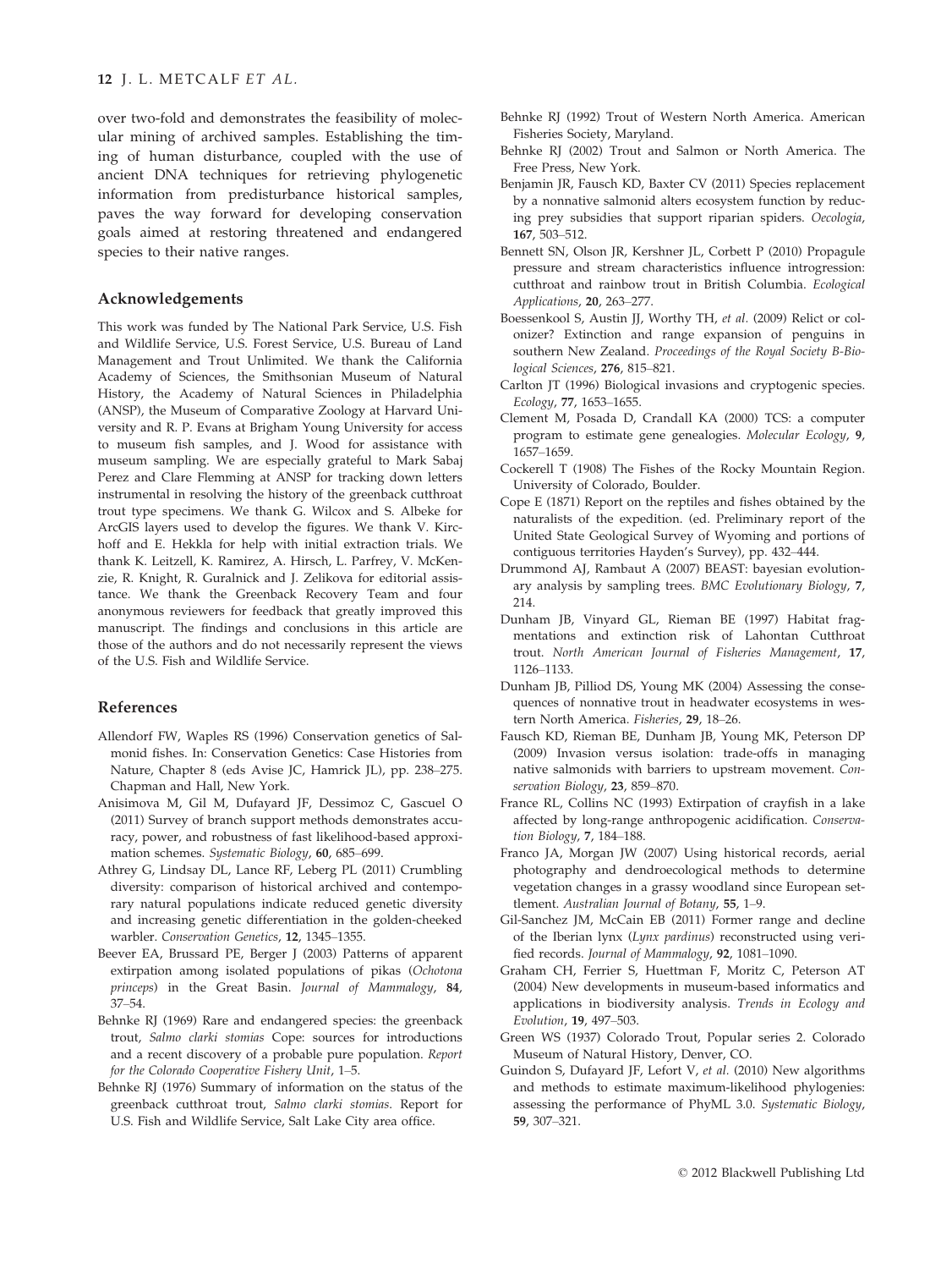over two-fold and demonstrates the feasibility of molecular mining of archived samples. Establishing the timing of human disturbance, coupled with the use of ancient DNA techniques for retrieving phylogenetic information from predisturbance historical samples, paves the way forward for developing conservation goals aimed at restoring threatened and endangered species to their native ranges.

## Acknowledgements

This work was funded by The National Park Service, U.S. Fish and Wildlife Service, U.S. Forest Service, U.S. Bureau of Land Management and Trout Unlimited. We thank the California Academy of Sciences, the Smithsonian Museum of Natural History, the Academy of Natural Sciences in Philadelphia (ANSP), the Museum of Comparative Zoology at Harvard University and R. P. Evans at Brigham Young University for access to museum fish samples, and J. Wood for assistance with museum sampling. We are especially grateful to Mark Sabaj Perez and Clare Flemming at ANSP for tracking down letters instrumental in resolving the history of the greenback cutthroat trout type specimens. We thank G. Wilcox and S. Albeke for ArcGIS layers used to develop the figures. We thank V. Kirchoff and E. Hekkla for help with initial extraction trials. We thank K. Leitzell, K. Ramirez, A. Hirsch, L. Parfrey, V. McKenzie, R. Knight, R. Guralnick and J. Zelikova for editorial assistance. We thank the Greenback Recovery Team and four anonymous reviewers for feedback that greatly improved this manuscript. The findings and conclusions in this article are those of the authors and do not necessarily represent the views of the U.S. Fish and Wildlife Service.

## References

Allendorf FW, Waples RS (1996) Conservation genetics of Salmonid fishes. In: Conservation Genetics: Case Histories from Nature, Chapter 8 (eds Avise JC, Hamrick JL), pp. 238–275. Chapman and Hall, New York.

Anisimova M, Gil M, Dufayard JF, Dessimoz C, Gascuel O (2011) Survey of branch support methods demonstrates accuracy, power, and robustness of fast likelihood-based approximation schemes. *Systematic Biology*, **60**, 685–699.

Athrey G, Lindsay DL, Lance RF, Leberg PL (2011) Crumbling diversity: comparison of historical archived and contemporary natural populations indicate reduced genetic diversity and increasing genetic differentiation in the golden-cheeked warbler. *Conservation Genetics*, **12**, 1345–1355.

Beever EA, Brussard PE, Berger J (2003) Patterns of apparent extirpation among isolated populations of pikas (*Ochotona princeps*) in the Great Basin. *Journal of Mammalogy*, **84**, 37–54.

Behnke RJ (1969) Rare and endangered species: the greenback trout, *Salmo clarki stomias* Cope: sources for introductions and a recent discovery of a probable pure population. *Report for the Colorado Cooperative Fishery Unit*, 1–5.

Behnke RJ (1976) Summary of information on the status of the greenback cutthroat trout, *Salmo clarki stomias*. Report for U.S. Fish and Wildlife Service, Salt Lake City area office.

Behnke RJ (1992) Trout of Western North America. American Fisheries Society, Maryland.

Behnke RJ (2002) Trout and Salmon or North America. The Free Press, New York.

Benjamin JR, Fausch KD, Baxter CV (2011) Species replacement by a nonnative salmonid alters ecosystem function by reducing prey subsidies that support riparian spiders. *Oecologia*, **167**, 503–512.

Bennett SN, Olson JR, Kershner JL, Corbett P (2010) Propagule pressure and stream characteristics influence introgression: cutthroat and rainbow trout in British Columbia. *Ecological Applications*, **20**, 263–277.

Boessenkool S, Austin JJ, Worthy TH, *et al.* (2009) Relict or colonizer? Extinction and range expansion of penguins in southern New Zealand. *Proceedings of the Royal Society B-Biological Sciences*, **276**, 815–821.

Carlton JT (1996) Biological invasions and cryptogenic species. *Ecology*, **77**, 1653–1655.

Clement M, Posada D, Crandall KA (2000) TCS: a computer program to estimate gene genealogies. *Molecular Ecology*, **9**, 1657–1659.

Cockerell T (1908) The Fishes of the Rocky Mountain Region. University of Colorado, Boulder.

Cope E (1871) Report on the reptiles and fishes obtained by the naturalists of the expedition. (ed. Preliminary report of the United State Geological Survey of Wyoming and portions of contiguous territories Hayden's Survey), pp. 432–444.

Drummond AJ, Rambaut A (2007) BEAST: bayesian evolutionary analysis by sampling trees. *BMC Evolutionary Biology*, **7**, 214.

Dunham JB, Vinyard GL, Rieman BE (1997) Habitat fragmentations and extinction risk of Lahontan Cutthroat trout. *North American Journal of Fisheries Management*, **17**, 1126–1133.

Dunham JB, Pilliod DS, Young MK (2004) Assessing the consequences of nonnative trout in headwater ecosystems in western North America. *Fisheries*, **29**, 18–26.

Fausch KD, Rieman BE, Dunham JB, Young MK, Peterson DP (2009) Invasion versus isolation: trade-offs in managing native salmonids with barriers to upstream movement. *Conservation Biology*, **23**, 859–870.

France RL, Collins NC (1993) Extirpation of crayfish in a lake affected by long-range anthropogenic acidification. *Conservation Biology*, **7**, 184–188.

Franco JA, Morgan JW (2007) Using historical records, aerial photography and dendroecological methods to determine vegetation changes in a grassy woodland since European settlement. *Australian Journal of Botany*, **55**, 1–9.

Gil-Sanchez JM, McCain EB (2011) Former range and decline of the Iberian lynx (*Lynx pardinus*) reconstructed using verified records. *Journal of Mammalogy*, **92**, 1081–1090.

Graham CH, Ferrier S, Huettman F, Moritz C, Peterson AT (2004) New developments in museum-based informatics and applications in biodiversity analysis. *Trends in Ecology and Evolution*, **19**, 497–503.

Green WS (1937) Colorado Trout, Popular series 2. Colorado Museum of Natural History, Denver, CO.

Guindon S, Dufayard JF, Lefort V, *et al.* (2010) New algorithms and methods to estimate maximum-likelihood phylogenies: assessing the performance of PhyML 3.0. *Systematic Biology*, **59**, 307–321.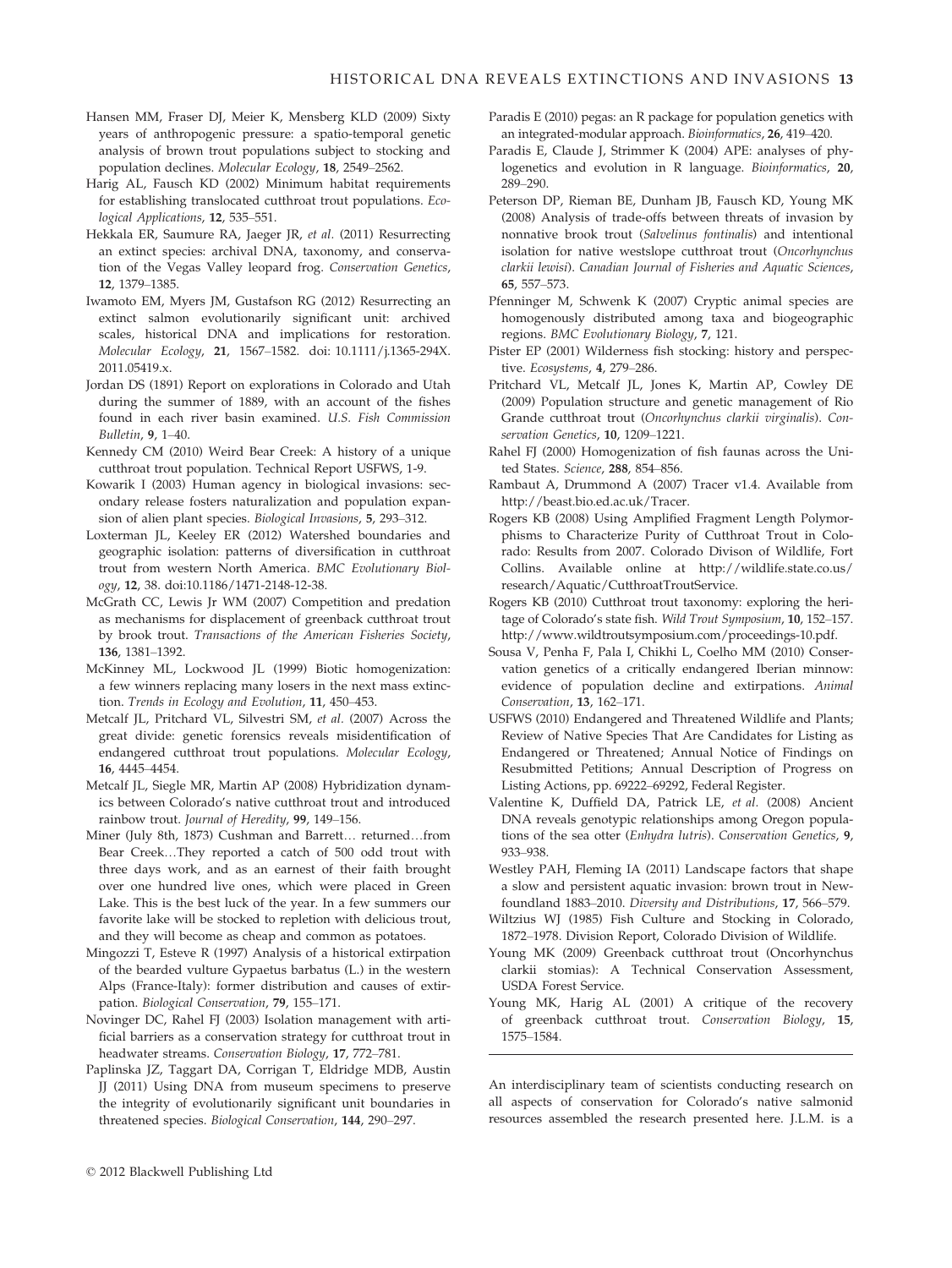Hansen MM, Fraser DJ, Meier K, Mensberg KLD (2009) Sixty years of anthropogenic pressure: a spatio-temporal genetic analysis of brown trout populations subject to stocking and population declines. *Molecular Ecology*, **18**, 2549–2562.

Harig AL, Fausch KD (2002) Minimum habitat requirements for establishing translocated cutthroat trout populations. *Ecological Applications*, **12**, 535–551.

Hekkala ER, Saumure RA, Jaeger JR, *et al.* (2011) Resurrecting an extinct species: archival DNA, taxonomy, and conservation of the Vegas Valley leopard frog. *Conservation Genetics*, **12**, 1379–1385.

Iwamoto EM, Myers JM, Gustafson RG (2012) Resurrecting an extinct salmon evolutionarily significant unit: archived scales, historical DNA and implications for restoration. *Molecular Ecology*, **21**, 1567–1582. doi: 10.1111/j.1365-294X.2011.05419.x.

Jordan DS (1891) Report on explorations in Colorado and Utah during the summer of 1889, with an account of the fishes found in each river basin examined. *U.S. Fish Commission Bulletin*, **9**, 1–40.

Kennedy CM (2010) Weird Bear Creek: A history of a unique cutthroat trout population. Technical Report USFWS, 1-9.

Kowarik I (2003) Human agency in biological invasions: secondary release fosters naturalization and population expansion of alien plant species. *Biological Invasions*, **5**, 293–312.

Loxterman JL, Keeley ER (2012) Watershed boundaries and geographic isolation: patterns of diversification in cutthroat trout from western North America. *BMC Evolutionary Biology*, **12**, 38. doi:10.1186/1471-2148-12-38.

McGrath CC, Lewis Jr WM (2007) Competition and predation as mechanisms for displacement of greenback cutthroat trout by brook trout. *Transactions of the American Fisheries Society*, **136**, 1381–1392.

McKinney ML, Lockwood JL (1999) Biotic homogenization: a few winners replacing many losers in the next mass extinction. *Trends in Ecology and Evolution*, **11**, 450–453.

Metcalf JL, Pritchard VL, Silvestri SM, *et al.* (2007) Across the great divide: genetic forensics reveals misidentification of endangered cutthroat trout populations. *Molecular Ecology*, **16**, 4445–4454.

Metcalf JL, Siegle MR, Martin AP (2008) Hybridization dynamics between Colorado's native cutthroat trout and introduced rainbow trout. *Journal of Heredity*, **99**, 149–156.

Miner (July 8th, 1873) Cushman and Barrett… returned…from Bear Creek…They reported a catch of 500 odd trout with three days work, and as an earnest of their faith brought over one hundred live ones, which were placed in Green Lake. This is the best luck of the year. In a few summers our favorite lake will be stocked to repletion with delicious trout, and they will become as cheap and common as potatoes.

Mingozzi T, Esteve R (1997) Analysis of a historical extirpation of the bearded vulture Gypaetus barbatus (L.) in the western Alps (France-Italy): former distribution and causes of extirpation. *Biological Conservation*, **79**, 155–171.

Novinger DC, Rahel FJ (2003) Isolation management with artificial barriers as a conservation strategy for cutthroat trout in headwater streams. *Conservation Biology*, **17**, 772–781.

Paplinska JZ, Taggart DA, Corrigan T, Eldridge MDB, Austin JJ (2011) Using DNA from museum specimens to preserve the integrity of evolutionarily significant unit boundaries in threatened species. *Biological Conservation*, **144**, 290–297.

Paradis E (2010) pegas: an R package for population genetics with an integrated-modular approach. *Bioinformatics*, **26**, 419–420.

Paradis E, Claude J, Strimmer K (2004) APE: analyses of phylogenetics and evolution in R language. *Bioinformatics*, **20**, 289–290.

Peterson DP, Rieman BE, Dunham JB, Fausch KD, Young MK (2008) Analysis of trade-offs between threats of invasion by nonnative brook trout (*Salvelinus fontinalis*) and intentional isolation for native westslope cutthroat trout (*Oncorhynchus clarkii lewisi*). *Canadian Journal of Fisheries and Aquatic Sciences*, **65**, 557–573.

Pfenninger M, Schwenk K (2007) Cryptic animal species are homogenously distributed among taxa and biogeographic regions. *BMC Evolutionary Biology*, **7**, 121.

Pister EP (2001) Wilderness fish stocking: history and perspective. *Ecosystems*, **4**, 279–286.

Pritchard VL, Metcalf JL, Jones K, Martin AP, Cowley DE (2009) Population structure and genetic management of Rio Grande cutthroat trout (*Oncorhynchus clarkii virginalis*). *Conservation Genetics*, **10**, 1209–1221.

Rahel FJ (2000) Homogenization of fish faunas across the United States. *Science*, **288**, 854–856.

Rambaut A, Drummond A (2007) Tracer v1.4. Available from http://beast.bio.ed.ac.uk/Tracer.

Rogers KB (2008) Using Amplified Fragment Length Polymorphisms to Characterize Purity of Cutthroat Trout in Colorado: Results from 2007. Colorado Divison of Wildlife, Fort Collins. Available online at http://wildlife.state.co.us/research/Aquatic/CutthroatTroutService.

Rogers KB (2010) Cutthroat trout taxonomy: exploring the heritage of Colorado's state fish. *Wild Trout Symposium*, **10**, 152–157. http://www.wildtroutsymposium.com/proceedings-10.pdf.

Sousa V, Penha F, Pala I, Chikhi L, Coelho MM (2010) Conservation genetics of a critically endangered Iberian minnow: evidence of population decline and extirpations. *Animal Conservation*, **13**, 162–171.

USFWS (2010) Endangered and Threatened Wildlife and Plants; Review of Native Species That Are Candidates for Listing as Endangered or Threatened; Annual Notice of Findings on Resubmitted Petitions; Annual Description of Progress on Listing Actions, pp. 69222–69292, Federal Register.

Valentine K, Duffield DA, Patrick LE, *et al.* (2008) Ancient DNA reveals genotypic relationships among Oregon populations of the sea otter (*Enhydra lutris*). *Conservation Genetics*, **9**, 933–938.

Westley PAH, Fleming IA (2011) Landscape factors that shape a slow and persistent aquatic invasion: brown trout in Newfoundland 1883–2010. *Diversity and Distributions*, **17**, 566–579.

Wiltzius WJ (1985) Fish Culture and Stocking in Colorado, 1872–1978. Division Report, Colorado Division of Wildlife.

Young MK (2009) Greenback cutthroat trout (Oncorhynchus clarkii stomias): A Technical Conservation Assessment, USDA Forest Service.

Young MK, Harig AL (2001) A critique of the recovery of greenback cutthroat trout. *Conservation Biology*, **15**, 1575–1584.

---

An interdisciplinary team of scientists conducting research on all aspects of conservation for Colorado's native salmonid resources assembled the research presented here. J.L.M. is a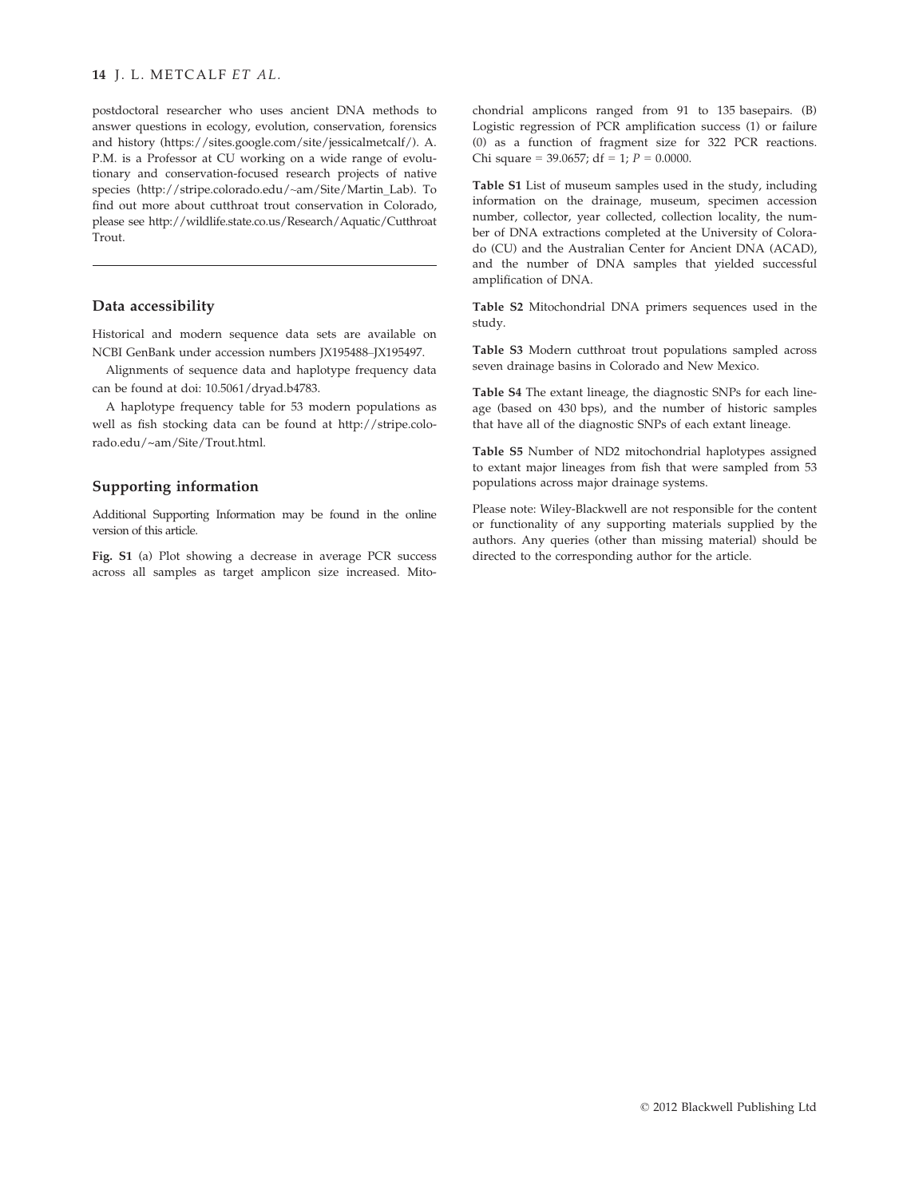postdoctoral researcher who uses ancient DNA methods to answer questions in ecology, evolution, conservation, forensics and history (https://sites.google.com/site/jessicalmetcalf/). A. P.M. is a Professor at CU working on a wide range of evolutionary and conservation-focused research projects of native species (http://stripe.colorado.edu/~am/Site/Martin_Lab). To find out more about cutthroat trout conservation in Colorado, please see http://wildlife.state.co.us/Research/Aquatic/Cutthroat Trout.

## Data accessibility

Historical and modern sequence data sets are available on NCBI GenBank under accession numbers JX195488–JX195497.

Alignments of sequence data and haplotype frequency data can be found at doi: 10.5061/dryad.b4783.

A haplotype frequency table for 53 modern populations as well as fish stocking data can be found at http://stripe.colorado.edu/~am/Site/Trout.html.

## Supporting information

Additional Supporting Information may be found in the online version of this article.

**Fig. S1** (a) Plot showing a decrease in average PCR success across all samples as target amplicon size increased. Mitochondrial amplicons ranged from 91 to 135 basepairs. (B) Logistic regression of PCR amplification success (1) or failure (0) as a function of fragment size for 322 PCR reactions. Chi square = 39.0657; df = 1; $P$ = 0.0000.

**Table S1** List of museum samples used in the study, including information on the drainage, museum, specimen accession number, collector, year collected, collection locality, the number of DNA extractions completed at the University of Colorado (CU) and the Australian Center for Ancient DNA (ACAD), and the number of DNA samples that yielded successful amplification of DNA.

**Table S2** Mitochondrial DNA primers sequences used in the study.

**Table S3** Modern cutthroat trout populations sampled across seven drainage basins in Colorado and New Mexico.

**Table S4** The extant lineage, the diagnostic SNPs for each lineage (based on 430 bps), and the number of historic samples that have all of the diagnostic SNPs of each extant lineage.

**Table S5** Number of ND2 mitochondrial haplotypes assigned to extant major lineages from fish that were sampled from 53 populations across major drainage systems.

Please note: Wiley-Blackwell are not responsible for the content or functionality of any supporting materials supplied by the authors. Any queries (other than missing material) should be directed to the corresponding author for the article.